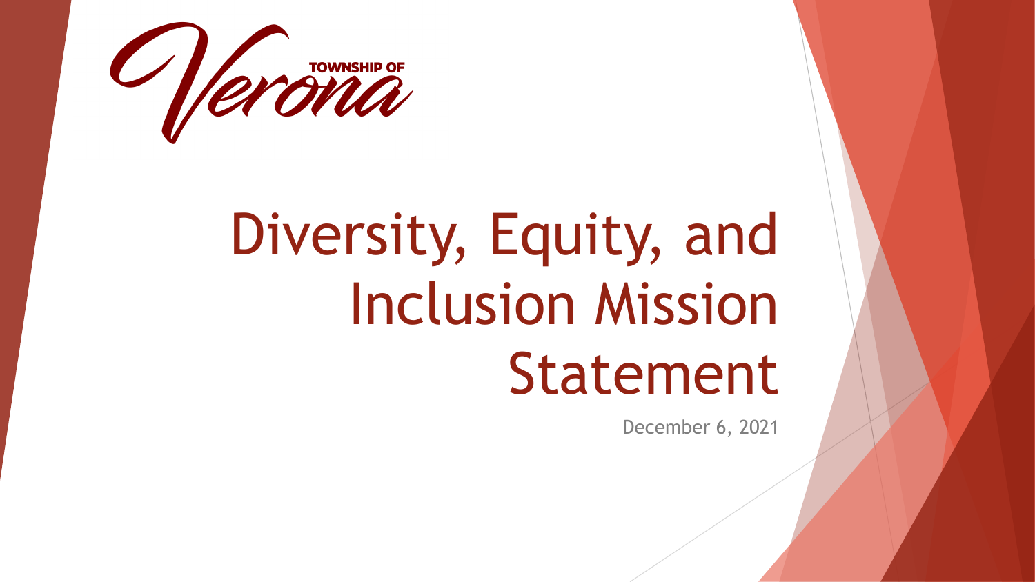TOWNSHIP OF Verona

# Diversity, Equity, and Inclusion Mission Statement

December 6, 2021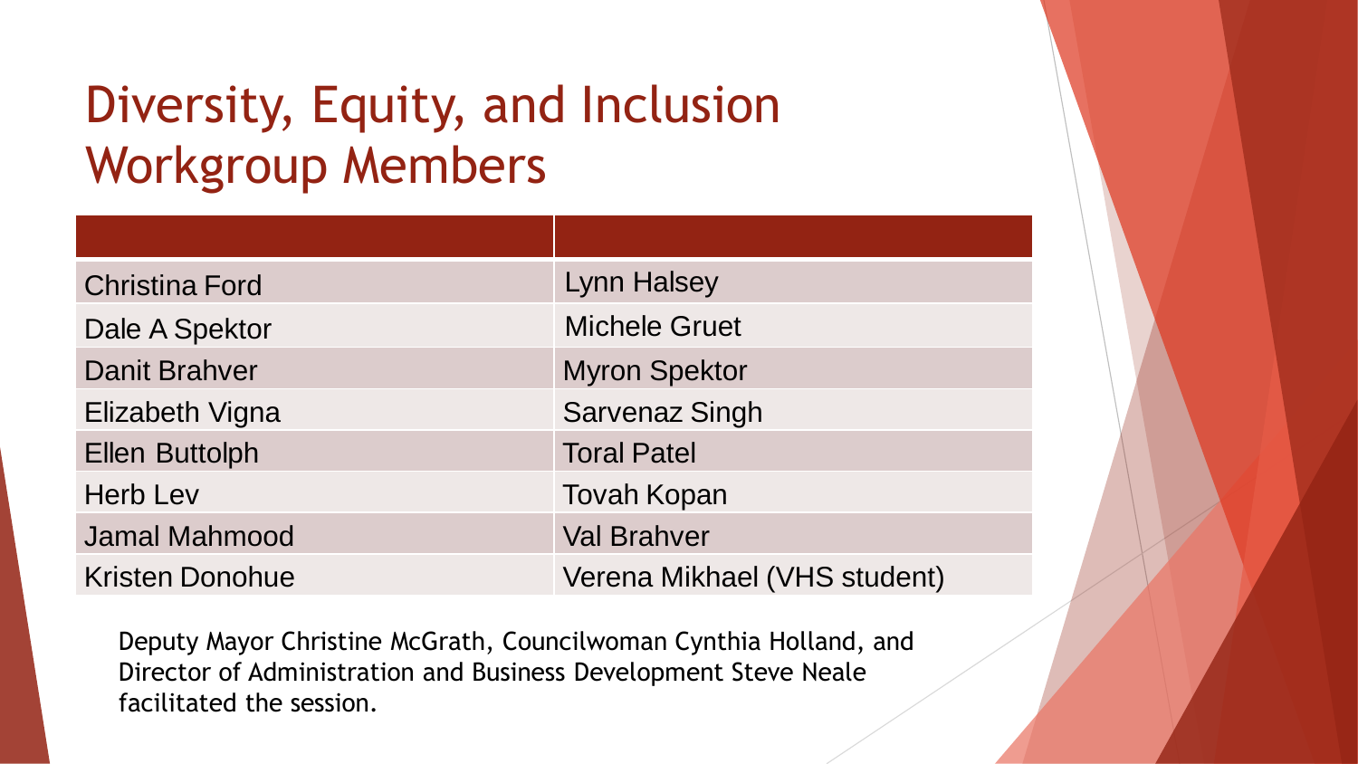# Diversity, Equity, and Inclusion Workgroup Members

| | |
|---|---|
| Christina Ford | Lynn Halsey |
| Dale A Spektor | Michele Gruet |
| Danit Brahver | Myron Spektor |
| Elizabeth Vigna | Sarvenaz Singh |
| Ellen Buttolph | Toral Patel |
| Herb Lev | Tovah Kopan |
| Jamal Mahmood | Val Brahver |
| Kristen Donohue | Verena Mikhael (VHS student) |

Deputy Mayor Christine McGrath, Councilwoman Cynthia Holland, and Director of Administration and Business Development Steve Neale facilitated the session.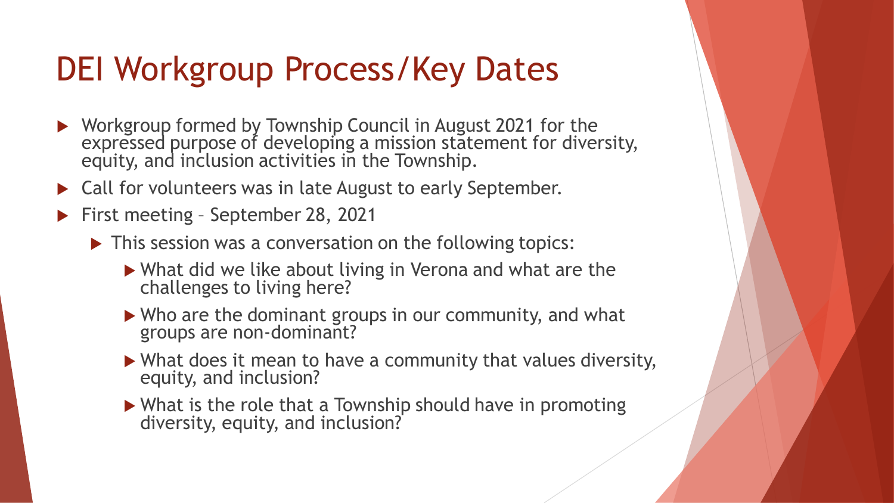# DEI Workgroup Process/Key Dates

- Workgroup formed by Township Council in August 2021 for the expressed purpose of developing a mission statement for diversity, equity, and inclusion activities in the Township.
- Call for volunteers was in late August to early September.
- First meeting – September 28, 2021
  - This session was a conversation on the following topics:
    - What did we like about living in Verona and what are the challenges to living here?
    - Who are the dominant groups in our community, and what groups are non-dominant?
    - What does it mean to have a community that values diversity, equity, and inclusion?
    - What is the role that a Township should have in promoting diversity, equity, and inclusion?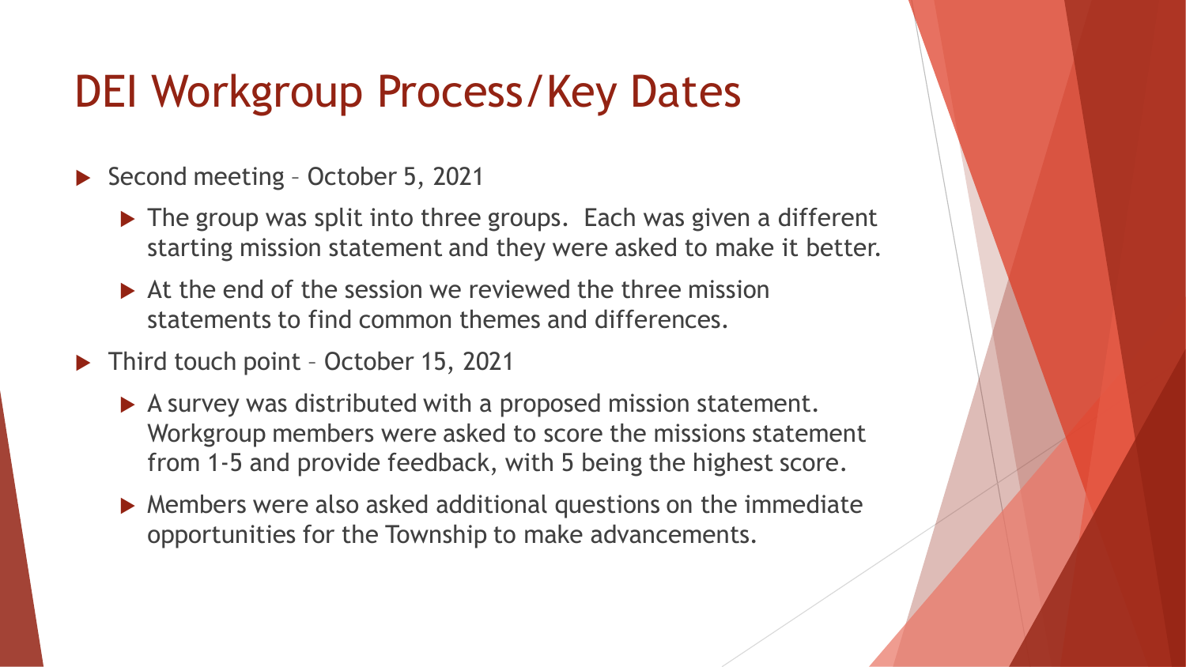# DEI Workgroup Process/Key Dates

- Second meeting – October 5, 2021
  - The group was split into three groups. Each was given a different starting mission statement and they were asked to make it better.
  - At the end of the session we reviewed the three mission statements to find common themes and differences.
- Third touch point – October 15, 2021
  - A survey was distributed with a proposed mission statement. Workgroup members were asked to score the missions statement from 1-5 and provide feedback, with 5 being the highest score.
  - Members were also asked additional questions on the immediate opportunities for the Township to make advancements.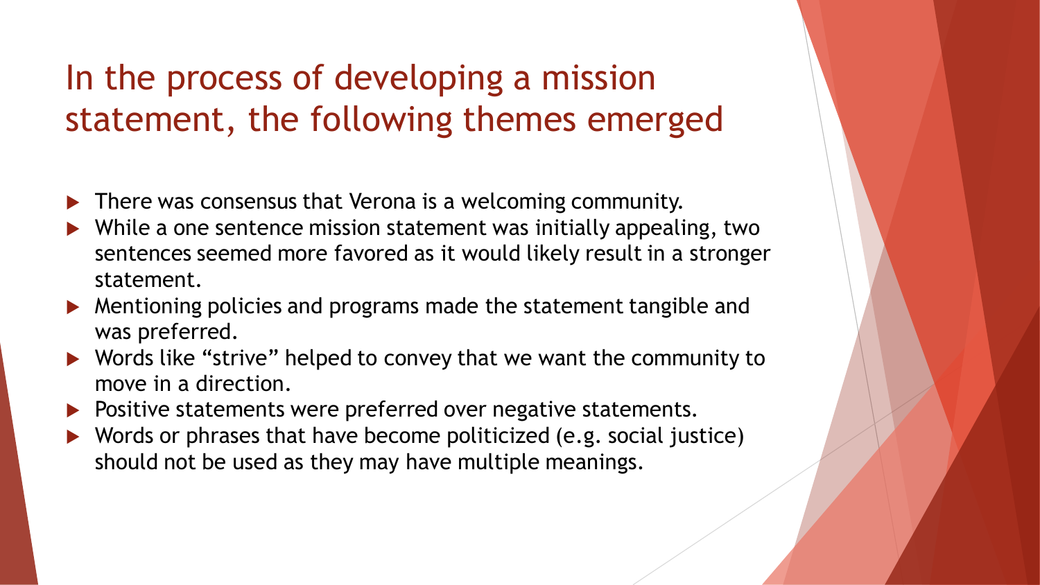# In the process of developing a mission statement, the following themes emerged

- There was consensus that Verona is a welcoming community.
- While a one sentence mission statement was initially appealing, two sentences seemed more favored as it would likely result in a stronger statement.
- Mentioning policies and programs made the statement tangible and was preferred.
- Words like "strive" helped to convey that we want the community to move in a direction.
- Positive statements were preferred over negative statements.
- Words or phrases that have become politicized (e.g. social justice) should not be used as they may have multiple meanings.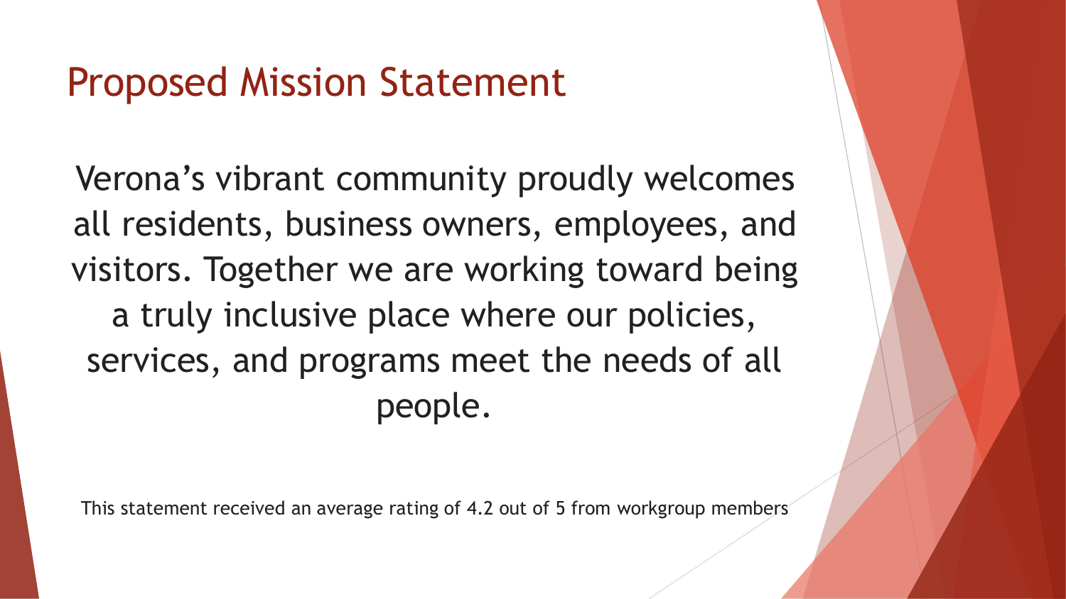# Proposed Mission Statement

Verona’s vibrant community proudly welcomes all residents, business owners, employees, and visitors. Together we are working toward being a truly inclusive place where our policies, services, and programs meet the needs of all people.

This statement received an average rating of 4.2 out of 5 from workgroup members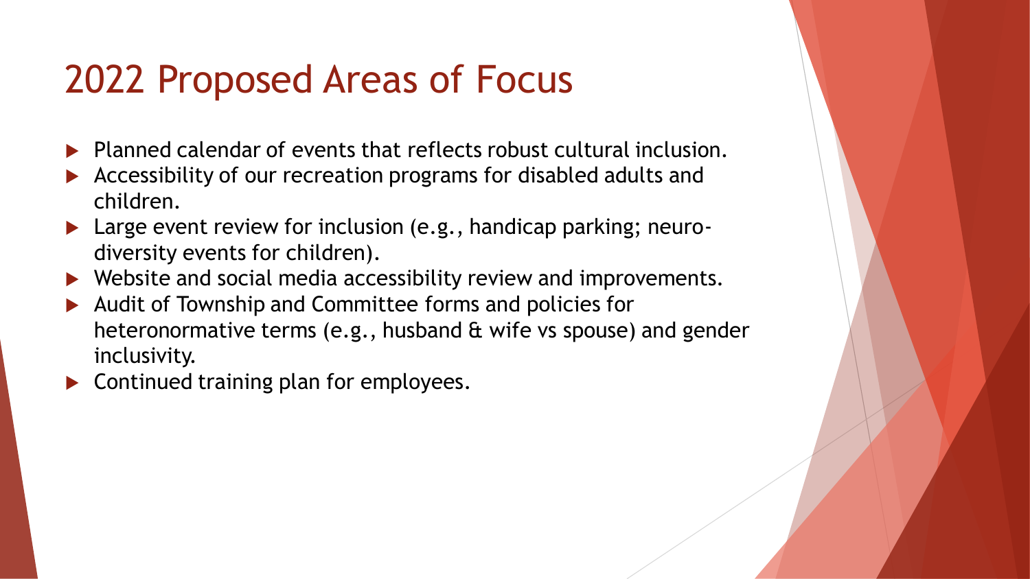# 2022 Proposed Areas of Focus

- Planned calendar of events that reflects robust cultural inclusion.
- Accessibility of our recreation programs for disabled adults and children.
- Large event review for inclusion (e.g., handicap parking; neuro-diversity events for children).
- Website and social media accessibility review and improvements.
- Audit of Township and Committee forms and policies for heteronormative terms (e.g., husband & wife vs spouse) and gender inclusivity.
- Continued training plan for employees.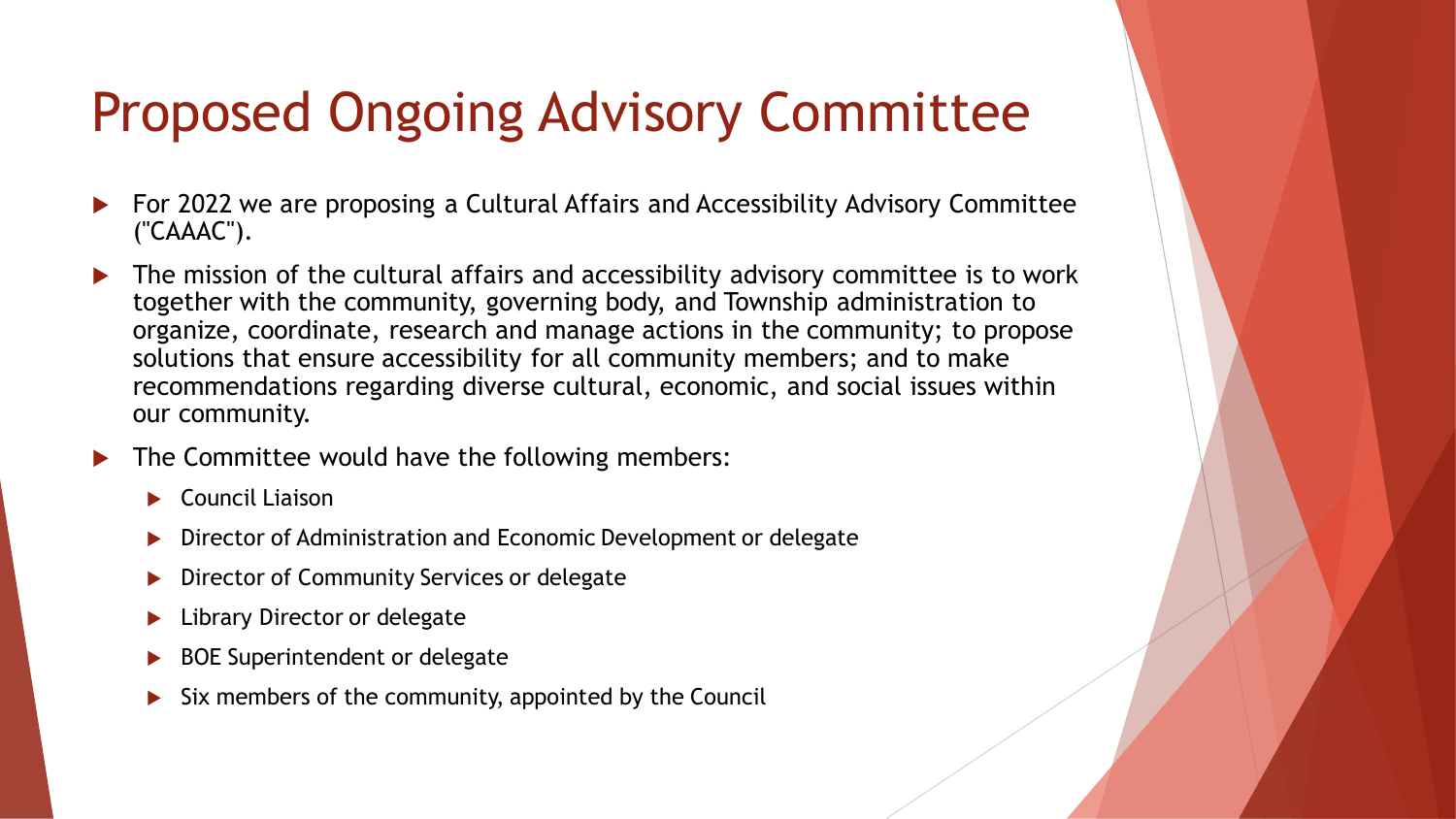# Proposed Ongoing Advisory Committee

- For 2022 we are proposing a Cultural Affairs and Accessibility Advisory Committee ("CAAAC").
- The mission of the cultural affairs and accessibility advisory committee is to work together with the community, governing body, and Township administration to organize, coordinate, research and manage actions in the community; to propose solutions that ensure accessibility for all community members; and to make recommendations regarding diverse cultural, economic, and social issues within our community.
- The Committee would have the following members:
  - Council Liaison
  - Director of Administration and Economic Development or delegate
  - Director of Community Services or delegate
  - Library Director or delegate
  - BOE Superintendent or delegate
  - Six members of the community, appointed by the Council